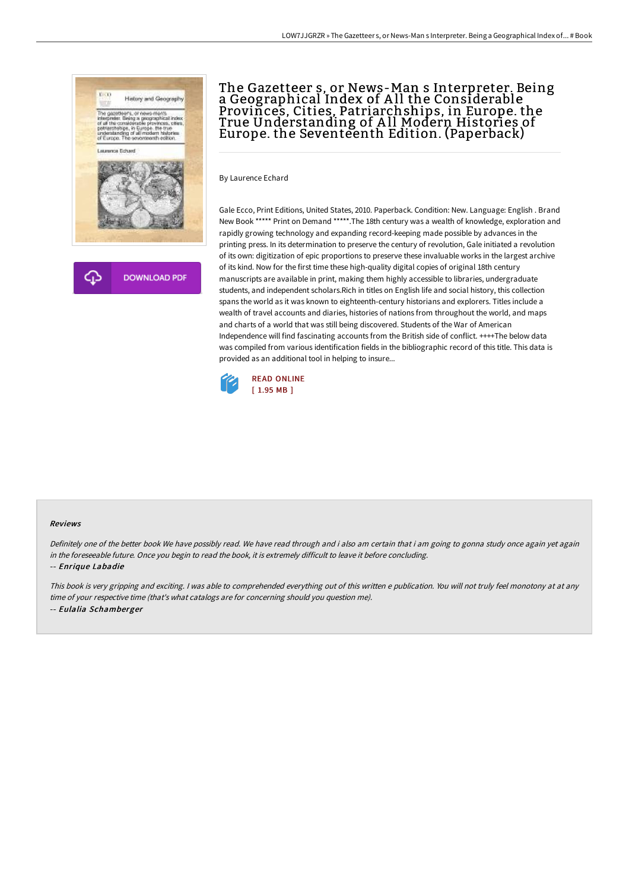# The Gazetteer s, or News-Man s Interpreter. Being a Geographical Index of All the Considerable Provinces, Cities, Patriarchships, in Europe. the True Understanding of All Modern Histories of Europe. the Seventeenth Edition. (Paperback)

By Laurence Echard

Gale Ecco, Print Editions, United States, 2010. Paperback. Condition: New. Language: English . Brand New Book ***** Print on Demand *****.The 18th century was a wealth of knowledge, exploration and rapidly growing technology and expanding record-keeping made possible by advances in the printing press. In its determination to preserve the century of revolution, Gale initiated a revolution of its own: digitization of epic proportions to preserve these invaluable works in the largest archive of its kind. Now for the first time these high-quality digital copies of original 18th century manuscripts are available in print, making them highly accessible to libraries, undergraduate students, and independent scholars.Rich in titles on English life and social history, this collection spans the world as it was known to eighteenth-century historians and explorers. Titles include a wealth of travel accounts and diaries, histories of nations from throughout the world, and maps and charts of a world that was still being discovered. Students of the War of American Independence will find fascinating accounts from the British side of conflict. ++++The below data was compiled from various identification fields in the bibliographic record of this title. This data is provided as an additional tool in helping to insure...

DOWNLOAD PDF

READ ONLINE
[ 1.95 MB ]

## Reviews

*Definitely one of the better book We have possibly read. We have read through and i also am certain that i am going to gonna study once again yet again in the foreseeable future. Once you begin to read the book, it is extremely difficult to leave it before concluding.*

-- ***Enrique Labadie***

*This book is very gripping and exciting. I was able to comprehended everything out of this written e publication. You will not truly feel monotony at at any time of your respective time (that's what catalogs are for concerning should you question me).*

-- ***Eulalia Schamberger***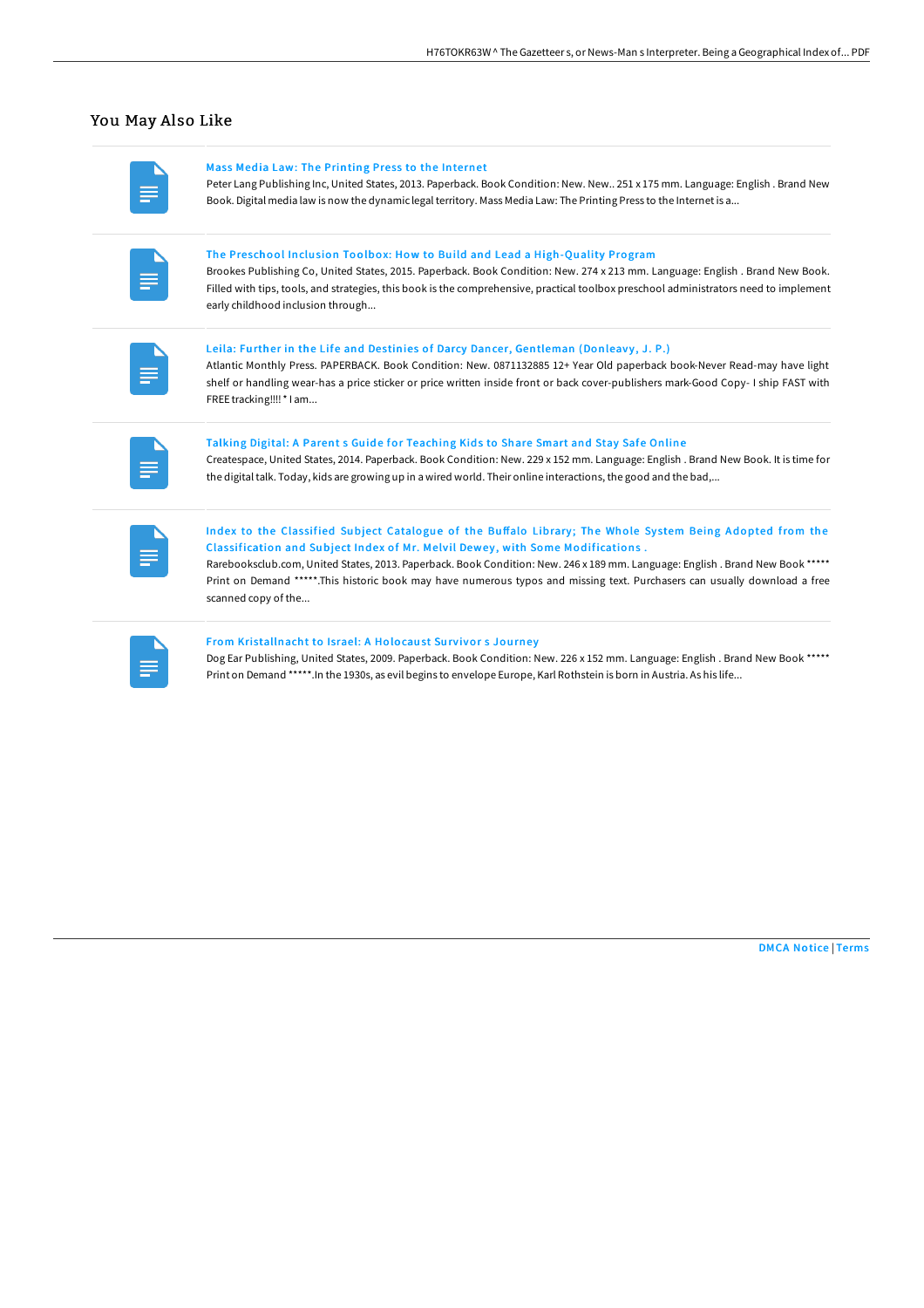## You May Also Like

**Mass Media Law: The Printing Press to the Internet**

Peter Lang Publishing Inc, United States, 2013. Paperback. Book Condition: New. New.. 251 x 175 mm. Language: English . Brand New Book. Digital media law is now the dynamic legal territory. Mass Media Law: The Printing Press to the Internet is a...

**The Preschool Inclusion Toolbox: How to Build and Lead a High-Quality Program**

Brookes Publishing Co, United States, 2015. Paperback. Book Condition: New. 274 x 213 mm. Language: English . Brand New Book. Filled with tips, tools, and strategies, this book is the comprehensive, practical toolbox preschool administrators need to implement early childhood inclusion through...

**Leila: Further in the Life and Destinies of Darcy Dancer, Gentleman (Donleavy, J. P.)**

Atlantic Monthly Press. PAPERBACK. Book Condition: New. 0871132885 12+ Year Old paperback book-Never Read-may have light shelf or handling wear-has a price sticker or price written inside front or back cover-publishers mark-Good Copy- I ship FAST with FREE tracking!!!! * I am...

**Talking Digital: A Parent s Guide for Teaching Kids to Share Smart and Stay Safe Online**

Createspace, United States, 2014. Paperback. Book Condition: New. 229 x 152 mm. Language: English . Brand New Book. It is time for the digital talk. Today, kids are growing up in a wired world. Their online interactions, the good and the bad,...

**Index to the Classified Subject Catalogue of the Buffalo Library; The Whole System Being Adopted from the Classification and Subject Index of Mr. Melvil Dewey, with Some Modifications .**

Rarebooksclub.com, United States, 2013. Paperback. Book Condition: New. 246 x 189 mm. Language: English . Brand New Book ***** Print on Demand *****.This historic book may have numerous typos and missing text. Purchasers can usually download a free scanned copy of the...

**From Kristallnacht to Israel: A Holocaust Survivor s Journey**

Dog Ear Publishing, United States, 2009. Paperback. Book Condition: New. 226 x 152 mm. Language: English . Brand New Book ***** Print on Demand *****.In the 1930s, as evil begins to envelope Europe, Karl Rothstein is born in Austria. As his life...

DMCA Notice | Terms